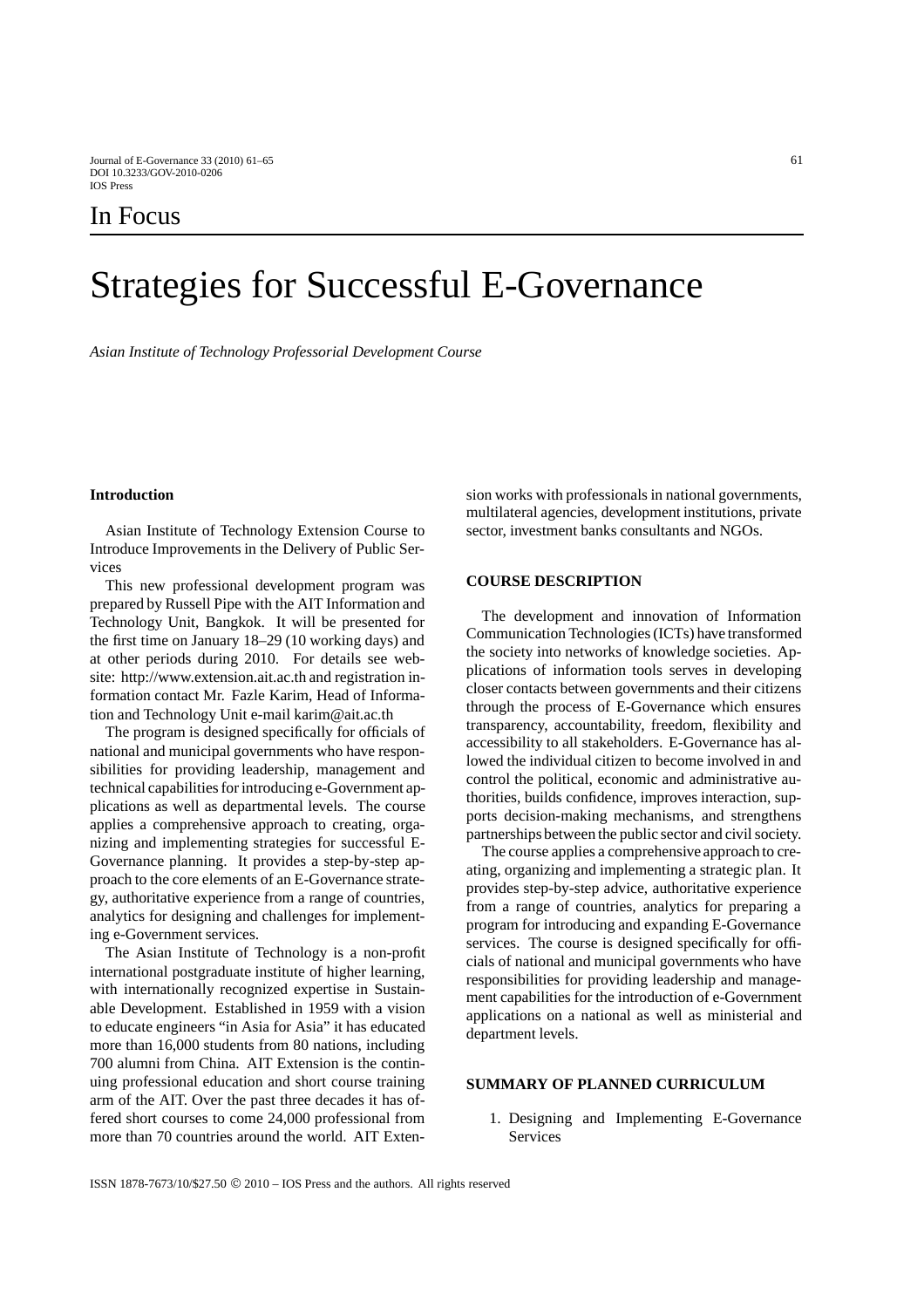In Focus

# Strategies for Successful E-Governance

*Asian Institute of Technology Professorial Development Course*

## Introduction

Asian Institute of Technology Extension Course to Introduce Improvements in the Delivery of Public Services

This new professional development program was prepared by Russell Pipe with the AIT Information and Technology Unit, Bangkok. It will be presented for the first time on January 18–29 (10 working days) and at other periods during 2010. For details see website: http://www.extension.ait.ac.th and registration information contact Mr. Fazle Karim, Head of Information and Technology Unit e-mail karim@ait.ac.th

The program is designed specifically for officials of national and municipal governments who have responsibilities for providing leadership, management and technical capabilities for introducing e-Government applications as well as departmental levels. The course applies a comprehensive approach to creating, organizing and implementing strategies for successful E-Governance planning. It provides a step-by-step approach to the core elements of an E-Governance strategy, authoritative experience from a range of countries, analytics for designing and challenges for implementing e-Government services.

The Asian Institute of Technology is a non-profit international postgraduate institute of higher learning, with internationally recognized expertise in Sustainable Development. Established in 1959 with a vision to educate engineers "in Asia for Asia" it has educated more than 16,000 students from 80 nations, including 700 alumni from China. AIT Extension is the continuing professional education and short course training arm of the AIT. Over the past three decades it has offered short courses to come 24,000 professional from more than 70 countries around the world. AIT Extension works with professionals in national governments, multilateral agencies, development institutions, private sector, investment banks consultants and NGOs.

## COURSE DESCRIPTION

The development and innovation of Information Communication Technologies (ICTs) have transformed the society into networks of knowledge societies. Applications of information tools serves in developing closer contacts between governments and their citizens through the process of E-Governance which ensures transparency, accountability, freedom, flexibility and accessibility to all stakeholders. E-Governance has allowed the individual citizen to become involved in and control the political, economic and administrative authorities, builds confidence, improves interaction, supports decision-making mechanisms, and strengthens partnerships between the public sector and civil society.

The course applies a comprehensive approach to creating, organizing and implementing a strategic plan. It provides step-by-step advice, authoritative experience from a range of countries, analytics for preparing a program for introducing and expanding E-Governance services. The course is designed specifically for officials of national and municipal governments who have responsibilities for providing leadership and management capabilities for the introduction of e-Government applications on a national as well as ministerial and department levels.

## SUMMARY OF PLANNED CURRICULUM

1. Designing and Implementing E-Governance Services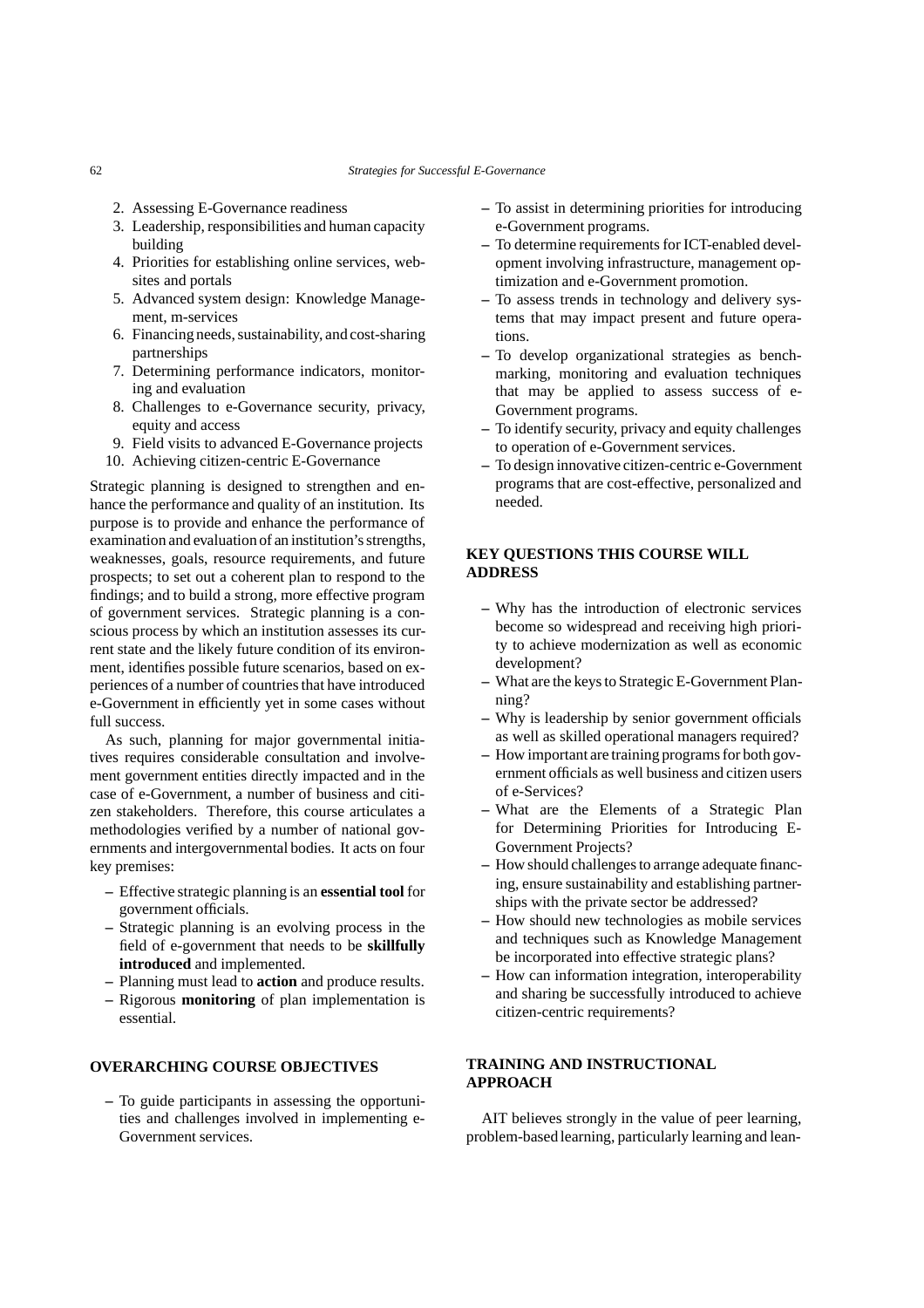2. Assessing E-Governance readiness
3. Leadership, responsibilities and human capacity building
4. Priorities for establishing online services, websites and portals
5. Advanced system design: Knowledge Management, m-services
6. Financing needs, sustainability, and cost-sharing partnerships
7. Determining performance indicators, monitoring and evaluation
8. Challenges to e-Governance security, privacy, equity and access
9. Field visits to advanced E-Governance projects
10. Achieving citizen-centric E-Governance

Strategic planning is designed to strengthen and enhance the performance and quality of an institution. Its purpose is to provide and enhance the performance of examination and evaluation of an institution's strengths, weaknesses, goals, resource requirements, and future prospects; to set out a coherent plan to respond to the findings; and to build a strong, more effective program of government services. Strategic planning is a conscious process by which an institution assesses its current state and the likely future condition of its environment, identifies possible future scenarios, based on experiences of a number of countries that have introduced e-Government in efficiently yet in some cases without full success.

As such, planning for major governmental initiatives requires considerable consultation and involvement government entities directly impacted and in the case of e-Government, a number of business and citizen stakeholders. Therefore, this course articulates a methodologies verified by a number of national governments and intergovernmental bodies. It acts on four key premises:

– Effective strategic planning is an **essential tool** for government officials.
– Strategic planning is an evolving process in the field of e-government that needs to be **skillfully introduced** and implemented.
– Planning must lead to **action** and produce results.
– Rigorous **monitoring** of plan implementation is essential.

## OVERARCHING COURSE OBJECTIVES

– To guide participants in assessing the opportunities and challenges involved in implementing e-Government services.
– To assist in determining priorities for introducing e-Government programs.
– To determine requirements for ICT-enabled development involving infrastructure, management optimization and e-Government promotion.
– To assess trends in technology and delivery systems that may impact present and future operations.
– To develop organizational strategies as benchmarking, monitoring and evaluation techniques that may be applied to assess success of e-Government programs.
– To identify security, privacy and equity challenges to operation of e-Government services.
– To design innovative citizen-centric e-Government programs that are cost-effective, personalized and needed.

## KEY QUESTIONS THIS COURSE WILL ADDRESS

– Why has the introduction of electronic services become so widespread and receiving high priority to achieve modernization as well as economic development?
– What are the keys to Strategic E-Government Planning?
– Why is leadership by senior government officials as well as skilled operational managers required?
– How important are training programs for both government officials as well business and citizen users of e-Services?
– What are the Elements of a Strategic Plan for Determining Priorities for Introducing E-Government Projects?
– How should challenges to arrange adequate financing, ensure sustainability and establishing partnerships with the private sector be addressed?
– How should new technologies as mobile services and techniques such as Knowledge Management be incorporated into effective strategic plans?
– How can information integration, interoperability and sharing be successfully introduced to achieve citizen-centric requirements?

## TRAINING AND INSTRUCTIONAL APPROACH

AIT believes strongly in the value of peer learning, problem-based learning, particularly learning and lean-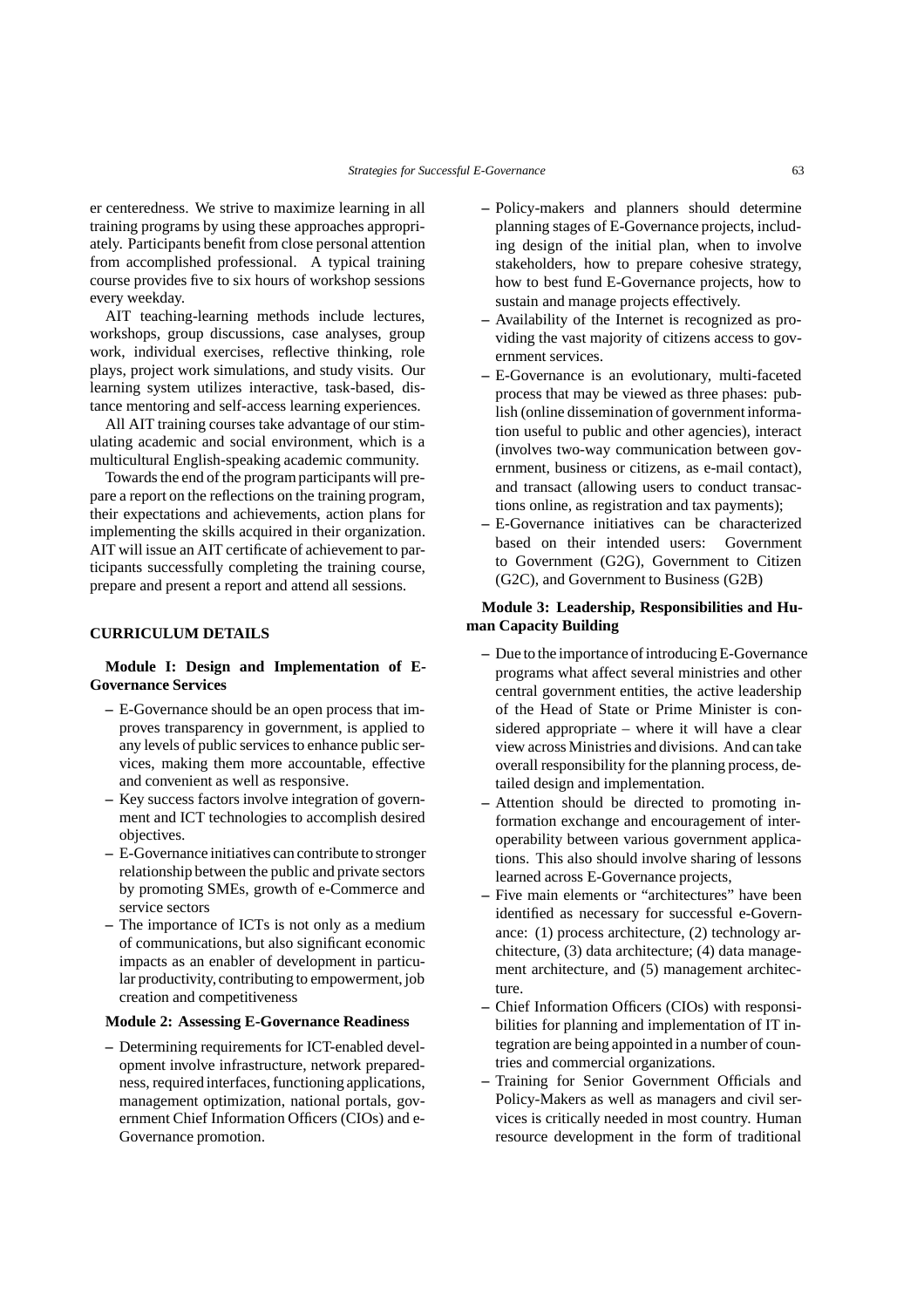er centeredness. We strive to maximize learning in all training programs by using these approaches appropriately. Participants benefit from close personal attention from accomplished professional. A typical training course provides five to six hours of workshop sessions every weekday.

AIT teaching-learning methods include lectures, workshops, group discussions, case analyses, group work, individual exercises, reflective thinking, role plays, project work simulations, and study visits. Our learning system utilizes interactive, task-based, distance mentoring and self-access learning experiences.

All AIT training courses take advantage of our stimulating academic and social environment, which is a multicultural English-speaking academic community.

Towards the end of the program participants will prepare a report on the reflections on the training program, their expectations and achievements, action plans for implementing the skills acquired in their organization. AIT will issue an AIT certificate of achievement to participants successfully completing the training course, prepare and present a report and attend all sessions.

## CURRICULUM DETAILS

### Module I: Design and Implementation of E-Governance Services

- E-Governance should be an open process that improves transparency in government, is applied to any levels of public services to enhance public services, making them more accountable, effective and convenient as well as responsive.
- Key success factors involve integration of government and ICT technologies to accomplish desired objectives.
- E-Governance initiatives can contribute to stronger relationship between the public and private sectors by promoting SMEs, growth of e-Commerce and service sectors
- The importance of ICTs is not only as a medium of communications, but also significant economic impacts as an enabler of development in particular productivity, contributing to empowerment, job creation and competitiveness

### Module 2: Assessing E-Governance Readiness

- Determining requirements for ICT-enabled development involve infrastructure, network preparedness, required interfaces, functioning applications, management optimization, national portals, government Chief Information Officers (CIOs) and e-Governance promotion.
- Policy-makers and planners should determine planning stages of E-Governance projects, including design of the initial plan, when to involve stakeholders, how to prepare cohesive strategy, how to best fund E-Governance projects, how to sustain and manage projects effectively.
- Availability of the Internet is recognized as providing the vast majority of citizens access to government services.
- E-Governance is an evolutionary, multi-faceted process that may be viewed as three phases: publish (online dissemination of government information useful to public and other agencies), interact (involves two-way communication between government, business or citizens, as e-mail contact), and transact (allowing users to conduct transactions online, as registration and tax payments);
- E-Governance initiatives can be characterized based on their intended users: Government to Government (G2G), Government to Citizen (G2C), and Government to Business (G2B)

### Module 3: Leadership, Responsibilities and Human Capacity Building

- Due to the importance of introducing E-Governance programs what affect several ministries and other central government entities, the active leadership of the Head of State or Prime Minister is considered appropriate – where it will have a clear view across Ministries and divisions. And can take overall responsibility for the planning process, detailed design and implementation.
- Attention should be directed to promoting information exchange and encouragement of interoperability between various government applications. This also should involve sharing of lessons learned across E-Governance projects,
- Five main elements or "architectures" have been identified as necessary for successful e-Governance: (1) process architecture, (2) technology architecture, (3) data architecture; (4) data management architecture, and (5) management architecture.
- Chief Information Officers (CIOs) with responsibilities for planning and implementation of IT integration are being appointed in a number of countries and commercial organizations.
- Training for Senior Government Officials and Policy-Makers as well as managers and civil services is critically needed in most country. Human resource development in the form of traditional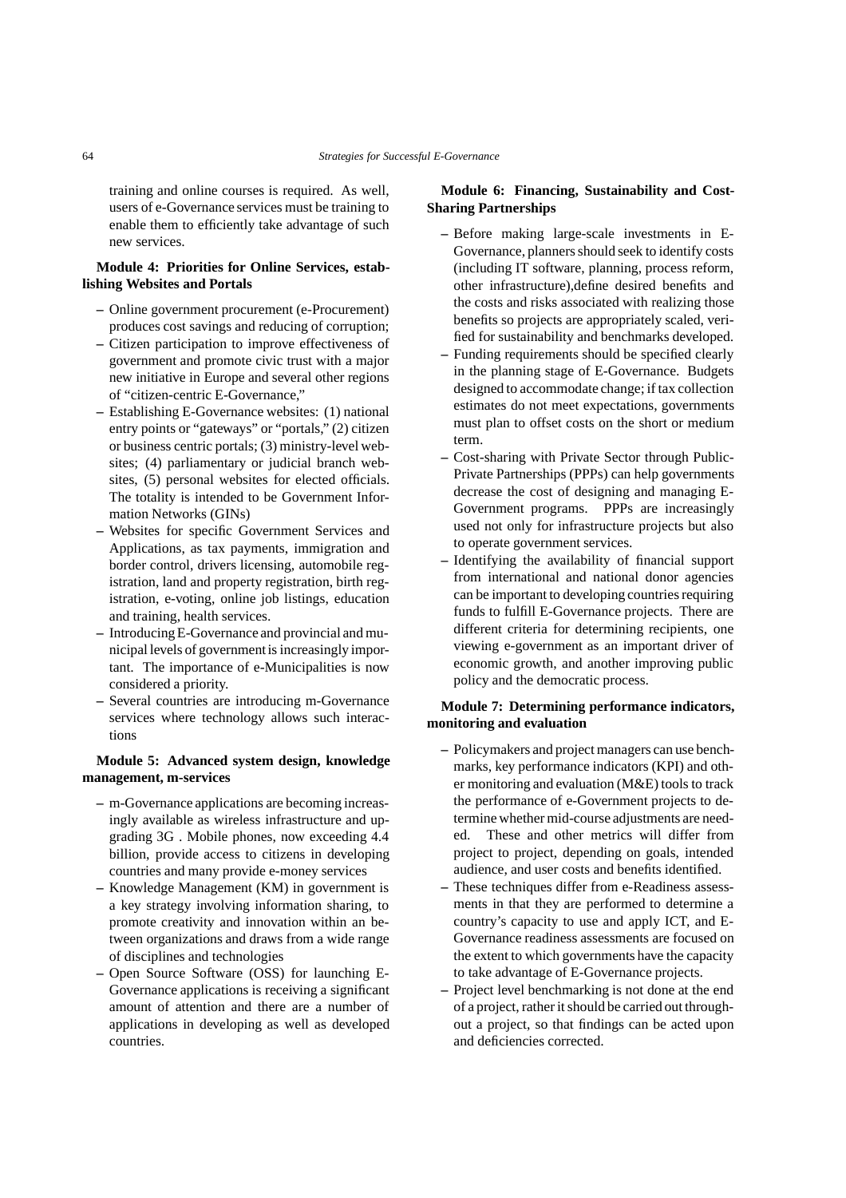training and online courses is required. As well, users of e-Governance services must be training to enable them to efficiently take advantage of such new services.

**Module 4: Priorities for Online Services, establishing Websites and Portals**

- Online government procurement (e-Procurement) produces cost savings and reducing of corruption;
- Citizen participation to improve effectiveness of government and promote civic trust with a major new initiative in Europe and several other regions of "citizen-centric E-Governance,"
- Establishing E-Governance websites: (1) national entry points or "gateways" or "portals," (2) citizen or business centric portals; (3) ministry-level websites; (4) parliamentary or judicial branch websites, (5) personal websites for elected officials. The totality is intended to be Government Information Networks (GINs)
- Websites for specific Government Services and Applications, as tax payments, immigration and border control, drivers licensing, automobile registration, land and property registration, birth registration, e-voting, online job listings, education and training, health services.
- Introducing E-Governance and provincial and municipal levels of government is increasingly important. The importance of e-Municipalities is now considered a priority.
- Several countries are introducing m-Governance services where technology allows such interactions

**Module 5: Advanced system design, knowledge management, m-services**

- m-Governance applications are becoming increasingly available as wireless infrastructure and upgrading 3G . Mobile phones, now exceeding 4.4 billion, provide access to citizens in developing countries and many provide e-money services
- Knowledge Management (KM) in government is a key strategy involving information sharing, to promote creativity and innovation within an between organizations and draws from a wide range of disciplines and technologies
- Open Source Software (OSS) for launching E-Governance applications is receiving a significant amount of attention and there are a number of applications in developing as well as developed countries.

**Module 6: Financing, Sustainability and Cost-Sharing Partnerships**

- Before making large-scale investments in E-Governance, planners should seek to identify costs (including IT software, planning, process reform, other infrastructure),define desired benefits and the costs and risks associated with realizing those benefits so projects are appropriately scaled, verified for sustainability and benchmarks developed.
- Funding requirements should be specified clearly in the planning stage of E-Governance. Budgets designed to accommodate change; if tax collection estimates do not meet expectations, governments must plan to offset costs on the short or medium term.
- Cost-sharing with Private Sector through Public-Private Partnerships (PPPs) can help governments decrease the cost of designing and managing E-Government programs. PPPs are increasingly used not only for infrastructure projects but also to operate government services.
- Identifying the availability of financial support from international and national donor agencies can be important to developing countries requiring funds to fulfill E-Governance projects. There are different criteria for determining recipients, one viewing e-government as an important driver of economic growth, and another improving public policy and the democratic process.

**Module 7: Determining performance indicators, monitoring and evaluation**

- Policymakers and project managers can use benchmarks, key performance indicators (KPI) and other monitoring and evaluation (M&E) tools to track the performance of e-Government projects to determine whether mid-course adjustments are needed. These and other metrics will differ from project to project, depending on goals, intended audience, and user costs and benefits identified.
- These techniques differ from e-Readiness assessments in that they are performed to determine a country's capacity to use and apply ICT, and E-Governance readiness assessments are focused on the extent to which governments have the capacity to take advantage of E-Governance projects.
- Project level benchmarking is not done at the end of a project, rather it should be carried out throughout a project, so that findings can be acted upon and deficiencies corrected.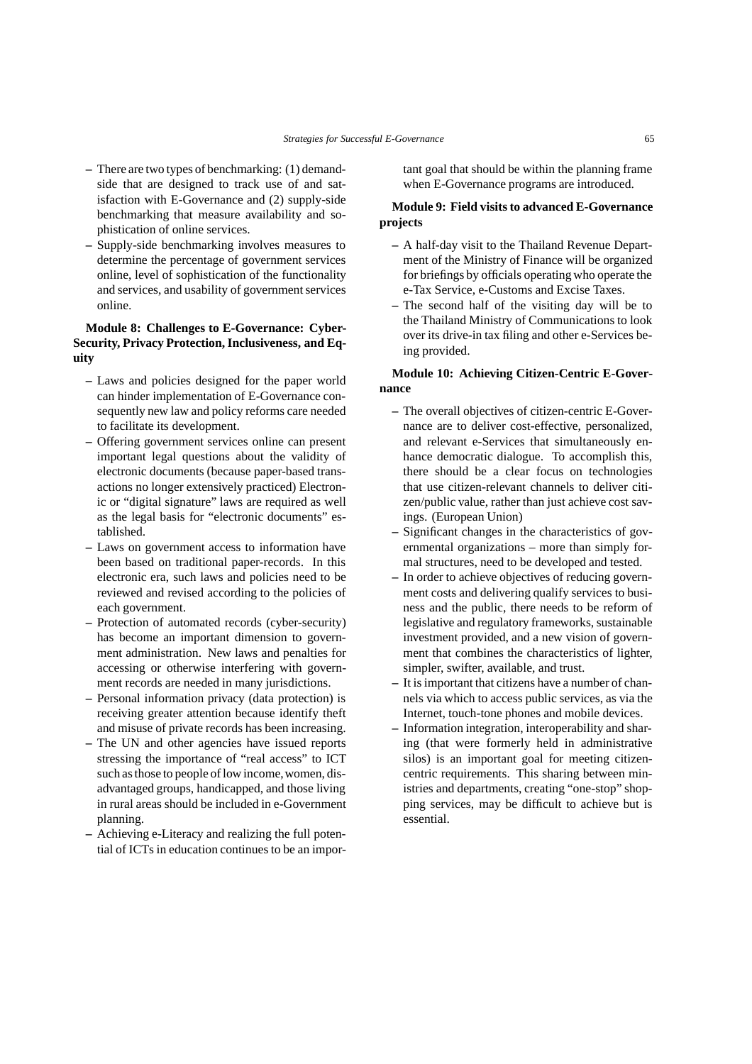- There are two types of benchmarking: (1) demand-side that are designed to track use of and satisfaction with E-Governance and (2) supply-side benchmarking that measure availability and sophistication of online services.
- Supply-side benchmarking involves measures to determine the percentage of government services online, level of sophistication of the functionality and services, and usability of government services online.

**Module 8: Challenges to E-Governance: Cyber-Security, Privacy Protection, Inclusiveness, and Equity**

- Laws and policies designed for the paper world can hinder implementation of E-Governance consequently new law and policy reforms care needed to facilitate its development.
- Offering government services online can present important legal questions about the validity of electronic documents (because paper-based transactions no longer extensively practiced) Electronic or "digital signature" laws are required as well as the legal basis for "electronic documents" established.
- Laws on government access to information have been based on traditional paper-records. In this electronic era, such laws and policies need to be reviewed and revised according to the policies of each government.
- Protection of automated records (cyber-security) has become an important dimension to government administration. New laws and penalties for accessing or otherwise interfering with government records are needed in many jurisdictions.
- Personal information privacy (data protection) is receiving greater attention because identify theft and misuse of private records has been increasing.
- The UN and other agencies have issued reports stressing the importance of "real access" to ICT such as those to people of low income, women, disadvantaged groups, handicapped, and those living in rural areas should be included in e-Government planning.
- Achieving e-Literacy and realizing the full potential of ICTs in education continues to be an important goal that should be within the planning frame when E-Governance programs are introduced.

**Module 9: Field visits to advanced E-Governance projects**

- A half-day visit to the Thailand Revenue Department of the Ministry of Finance will be organized for briefings by officials operating who operate the e-Tax Service, e-Customs and Excise Taxes.
- The second half of the visiting day will be to the Thailand Ministry of Communications to look over its drive-in tax filing and other e-Services being provided.

**Module 10: Achieving Citizen-Centric E-Governance**

- The overall objectives of citizen-centric E-Governance are to deliver cost-effective, personalized, and relevant e-Services that simultaneously enhance democratic dialogue. To accomplish this, there should be a clear focus on technologies that use citizen-relevant channels to deliver citizen/public value, rather than just achieve cost savings. (European Union)
- Significant changes in the characteristics of governmental organizations – more than simply formal structures, need to be developed and tested.
- In order to achieve objectives of reducing government costs and delivering qualify services to business and the public, there needs to be reform of legislative and regulatory frameworks, sustainable investment provided, and a new vision of government that combines the characteristics of lighter, simpler, swifter, available, and trust.
- It is important that citizens have a number of channels via which to access public services, as via the Internet, touch-tone phones and mobile devices.
- Information integration, interoperability and sharing (that were formerly held in administrative silos) is an important goal for meeting citizen-centric requirements. This sharing between ministries and departments, creating "one-stop" shopping services, may be difficult to achieve but is essential.